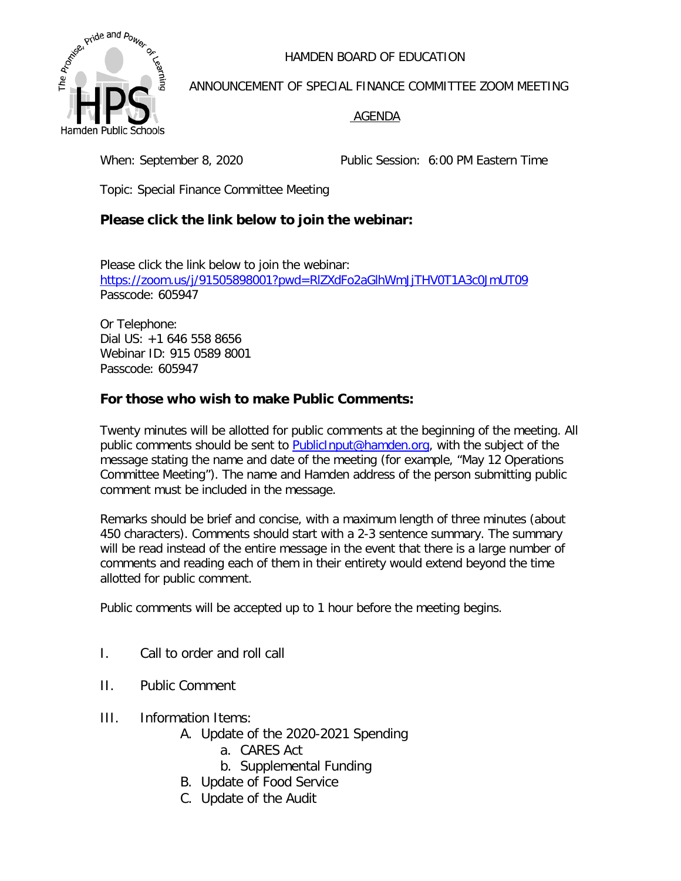HAMDEN BOARD OF EDUCATION

ANNOUNCEMENT OF SPECIAL FINANCE COMMITTEE ZOOM MEETING

AGENDA

When: September 8, 2020 Public Session: 6:00 PM Eastern Time

Topic: Special Finance Committee Meeting

### Please click the link below to join the webinar:

Please click the link below to join the webinar:
https://zoom.us/j/91505898001?pwd=RlZXdFo2aGlhWmJjTHV0T1A3c0JmUT09
Passcode: 605947

Or Telephone:
Dial US: +1 646 558 8656
Webinar ID: 915 0589 8001
Passcode: 605947

### For those who wish to make Public Comments:

Twenty minutes will be allotted for public comments at the beginning of the meeting. All public comments should be sent to PublicInput@hamden.org, with the subject of the message stating the name and date of the meeting (for example, "May 12 Operations Committee Meeting"). The name and Hamden address of the person submitting public comment must be included in the message.

Remarks should be brief and concise, with a maximum length of three minutes (about 450 characters). Comments should start with a 2-3 sentence summary. The summary will be read instead of the entire message in the event that there is a large number of comments and reading each of them in their entirety would extend beyond the time allotted for public comment.

Public comments will be accepted up to 1 hour before the meeting begins.

I. Call to order and roll call

II. Public Comment

III. Information Items:
   A. Update of the 2020-2021 Spending
      a. CARES Act
      b. Supplemental Funding
   B. Update of Food Service
   C. Update of the Audit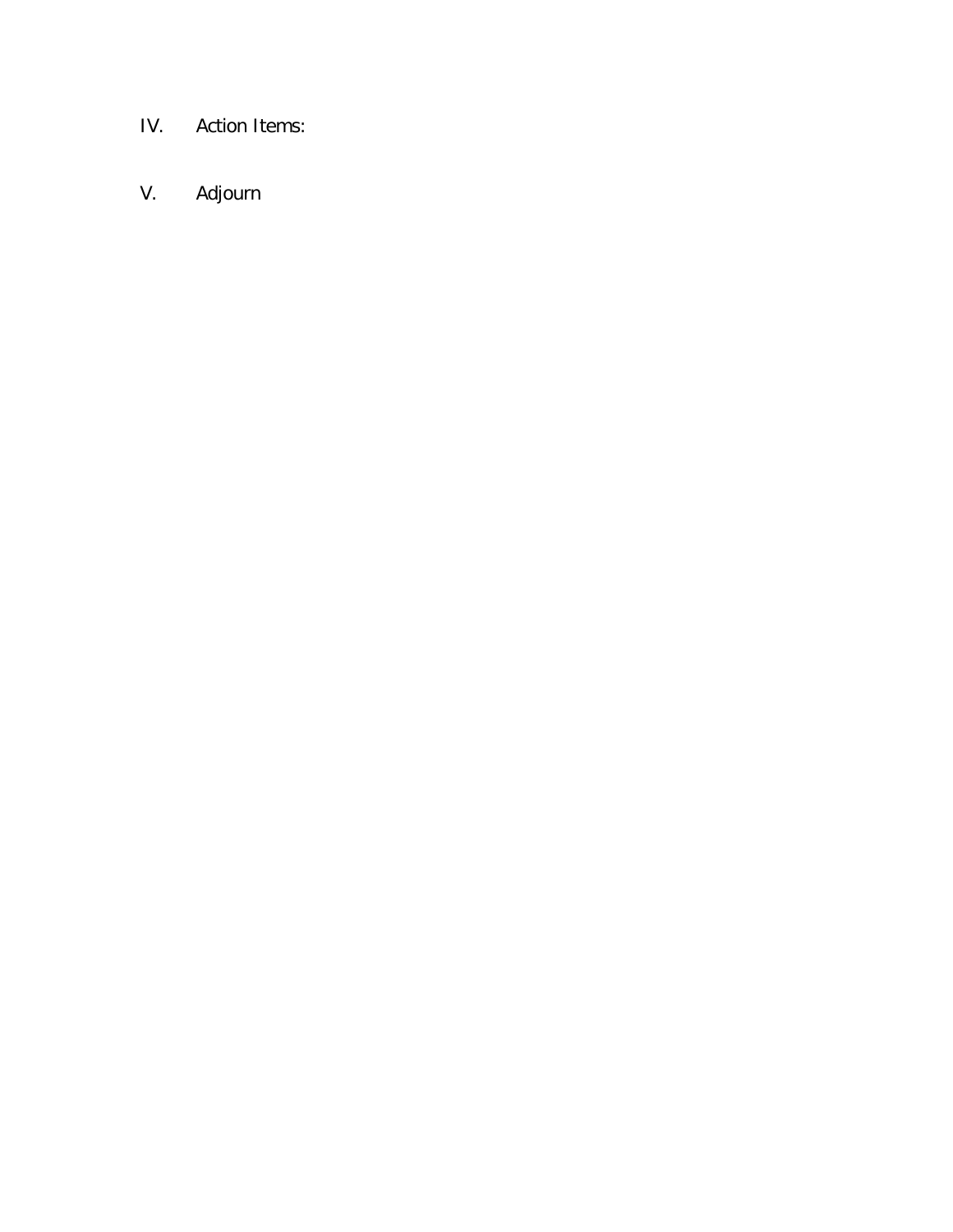IV. Action Items:

V. Adjourn